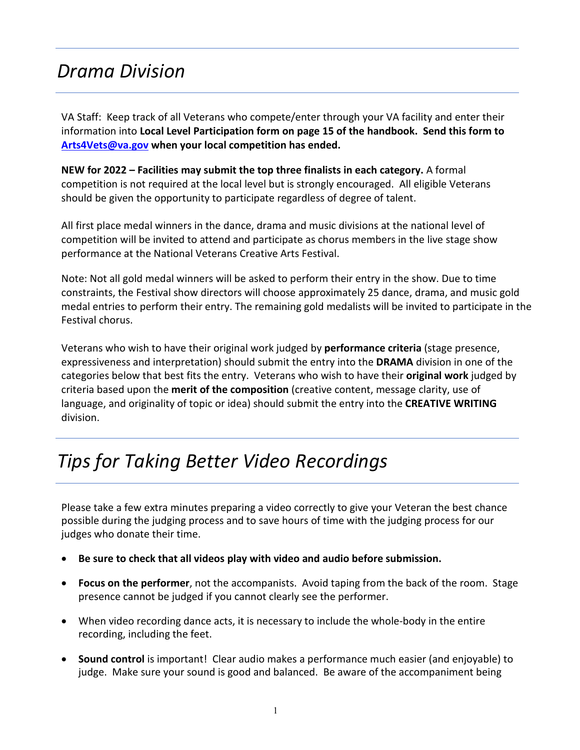# *Drama Division*

VA Staff: Keep track of all Veterans who compete/enter through your VA facility and enter their information into **Local Level Participation form on page 15 of the handbook. Send this form to [Arts4Vets@va.gov](mailto:Arts4Vets@va.gov) when your local competition has ended.**

**NEW for 2022 – Facilities may submit the top three finalists in each category.** A formal competition is not required at the local level but is strongly encouraged. All eligible Veterans should be given the opportunity to participate regardless of degree of talent.

All first place medal winners in the dance, drama and music divisions at the national level of competition will be invited to attend and participate as chorus members in the live stage show performance at the National Veterans Creative Arts Festival.

Note: Not all gold medal winners will be asked to perform their entry in the show. Due to time constraints, the Festival show directors will choose approximately 25 dance, drama, and music gold medal entries to perform their entry. The remaining gold medalists will be invited to participate in the Festival chorus.

Veterans who wish to have their original work judged by **performance criteria** (stage presence, expressiveness and interpretation) should submit the entry into the **DRAMA** division in one of the categories below that best fits the entry. Veterans who wish to have their **original work** judged by criteria based upon the **merit of the composition** (creative content, message clarity, use of language, and originality of topic or idea) should submit the entry into the **CREATIVE WRITING** division.

# *Tips for Taking Better Video Recordings*

Please take a few extra minutes preparing a video correctly to give your Veteran the best chance possible during the judging process and to save hours of time with the judging process for our judges who donate their time.

- **Be sure to check that all videos play with video and audio before submission.**
- **Focus on the performer**, not the accompanists. Avoid taping from the back of the room. Stage presence cannot be judged if you cannot clearly see the performer.
- When video recording dance acts, it is necessary to include the whole-body in the entire recording, including the feet.
- **Sound control** is important! Clear audio makes a performance much easier (and enjoyable) to judge. Make sure your sound is good and balanced. Be aware of the accompaniment being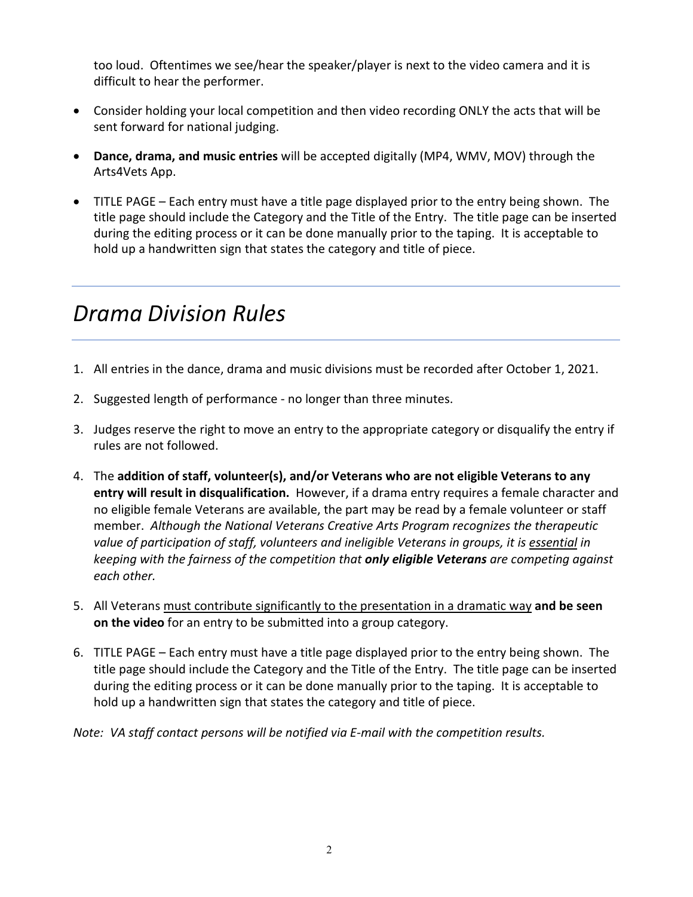too loud. Oftentimes we see/hear the speaker/player is next to the video camera and it is difficult to hear the performer.

- Consider holding your local competition and then video recording ONLY the acts that will be sent forward for national judging.
- **Dance, drama, and music entries** will be accepted digitally (MP4, WMV, MOV) through the Arts4Vets App.
- TITLE PAGE – Each entry must have a title page displayed prior to the entry being shown. The title page should include the Category and the Title of the Entry. The title page can be inserted during the editing process or it can be done manually prior to the taping. It is acceptable to hold up a handwritten sign that states the category and title of piece.

# *Drama Division Rules*

1. All entries in the dance, drama and music divisions must be recorded after October 1, 2021.
2. Suggested length of performance - no longer than three minutes.
3. Judges reserve the right to move an entry to the appropriate category or disqualify the entry if rules are not followed.
4. The **addition of staff, volunteer(s), and/or Veterans who are not eligible Veterans to any entry will result in disqualification.** However, if a drama entry requires a female character and no eligible female Veterans are available, the part may be read by a female volunteer or staff member. *Although the National Veterans Creative Arts Program recognizes the therapeutic value of participation of staff, volunteers and ineligible Veterans in groups, it is essential in keeping with the fairness of the competition that **only eligible Veterans** are competing against each other.*
5. All Veterans must contribute significantly to the presentation in a dramatic way **and be seen on the video** for an entry to be submitted into a group category.
6. TITLE PAGE – Each entry must have a title page displayed prior to the entry being shown. The title page should include the Category and the Title of the Entry. The title page can be inserted during the editing process or it can be done manually prior to the taping. It is acceptable to hold up a handwritten sign that states the category and title of piece.

*Note: VA staff contact persons will be notified via E-mail with the competition results.*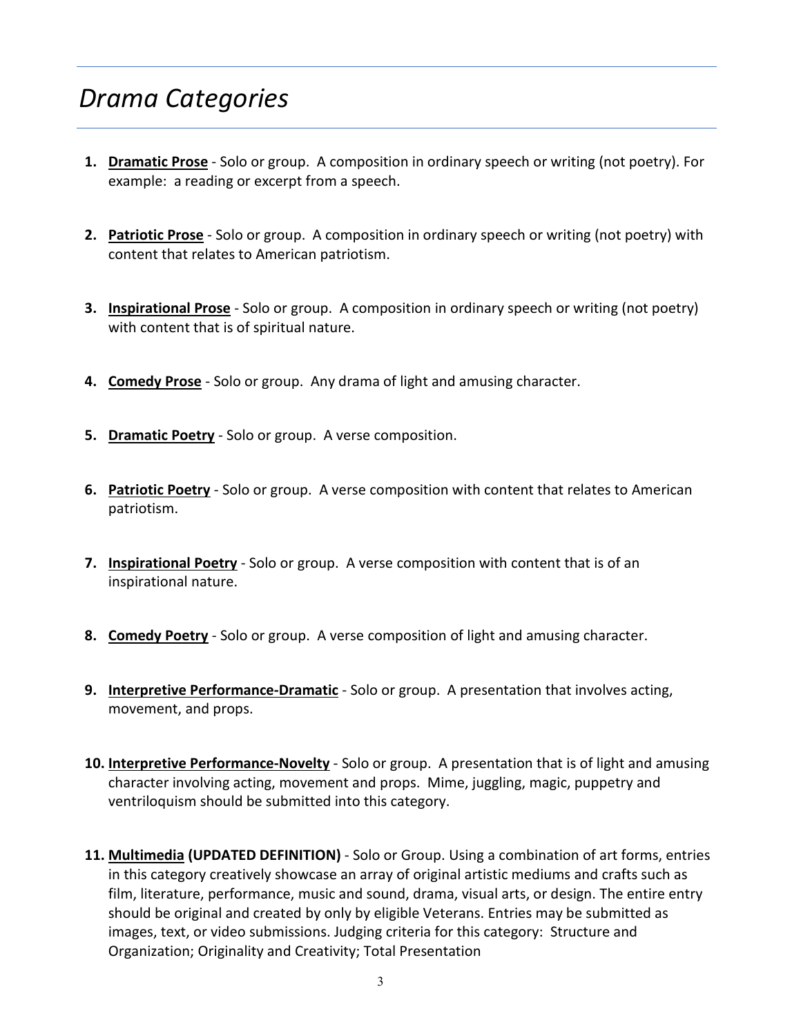# *Drama Categories*

1. **<u>Dramatic Prose</u>** - Solo or group. A composition in ordinary speech or writing (not poetry). For example: a reading or excerpt from a speech.

2. **<u>Patriotic Prose</u>** - Solo or group. A composition in ordinary speech or writing (not poetry) with content that relates to American patriotism.

3. **<u>Inspirational Prose</u>** - Solo or group. A composition in ordinary speech or writing (not poetry) with content that is of spiritual nature.

4. **<u>Comedy Prose</u>** - Solo or group. Any drama of light and amusing character.

5. **<u>Dramatic Poetry</u>** - Solo or group. A verse composition.

6. **<u>Patriotic Poetry</u>** - Solo or group. A verse composition with content that relates to American patriotism.

7. **<u>Inspirational Poetry</u>** - Solo or group. A verse composition with content that is of an inspirational nature.

8. **<u>Comedy Poetry</u>** - Solo or group. A verse composition of light and amusing character.

9. **<u>Interpretive Performance-Dramatic</u>** - Solo or group. A presentation that involves acting, movement, and props.

10. **<u>Interpretive Performance-Novelty</u>** - Solo or group. A presentation that is of light and amusing character involving acting, movement and props. Mime, juggling, magic, puppetry and ventriloquism should be submitted into this category.

11. **<u>Multimedia</u> (UPDATED DEFINITION)** - Solo or Group. Using a combination of art forms, entries in this category creatively showcase an array of original artistic mediums and crafts such as film, literature, performance, music and sound, drama, visual arts, or design. The entire entry should be original and created by only by eligible Veterans. Entries may be submitted as images, text, or video submissions. Judging criteria for this category: Structure and Organization; Originality and Creativity; Total Presentation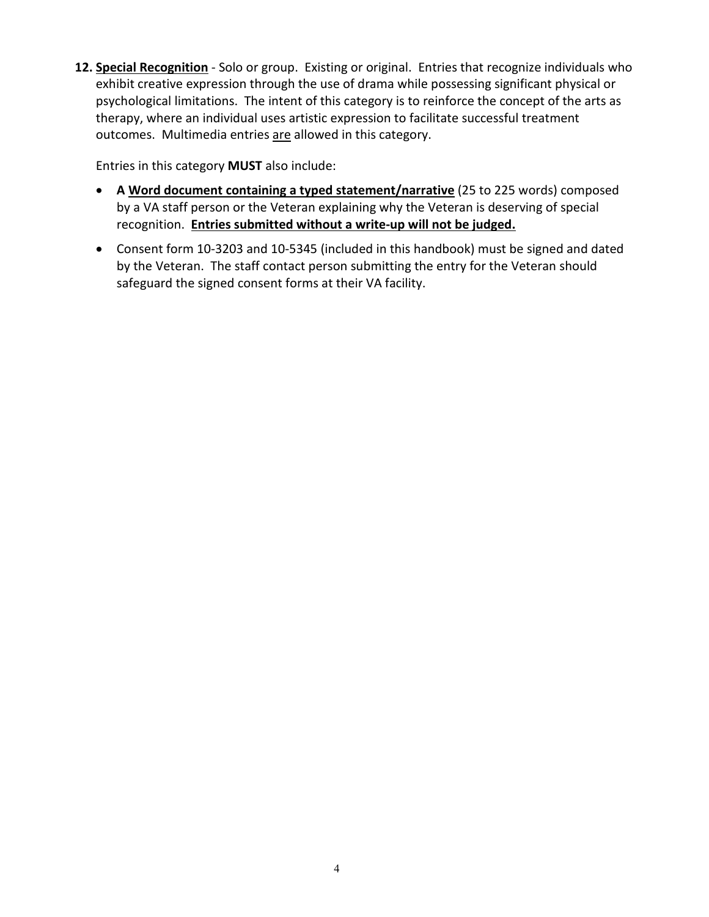12. **Special Recognition** - Solo or group. Existing or original. Entries that recognize individuals who exhibit creative expression through the use of drama while possessing significant physical or psychological limitations. The intent of this category is to reinforce the concept of the arts as therapy, where an individual uses artistic expression to facilitate successful treatment outcomes. Multimedia entries are allowed in this category.

    Entries in this category **MUST** also include:

    - **A Word document containing a typed statement/narrative** (25 to 225 words) composed by a VA staff person or the Veteran explaining why the Veteran is deserving of special recognition. **Entries submitted without a write-up will not be judged.**
    - Consent form 10-3203 and 10-5345 (included in this handbook) must be signed and dated by the Veteran. The staff contact person submitting the entry for the Veteran should safeguard the signed consent forms at their VA facility.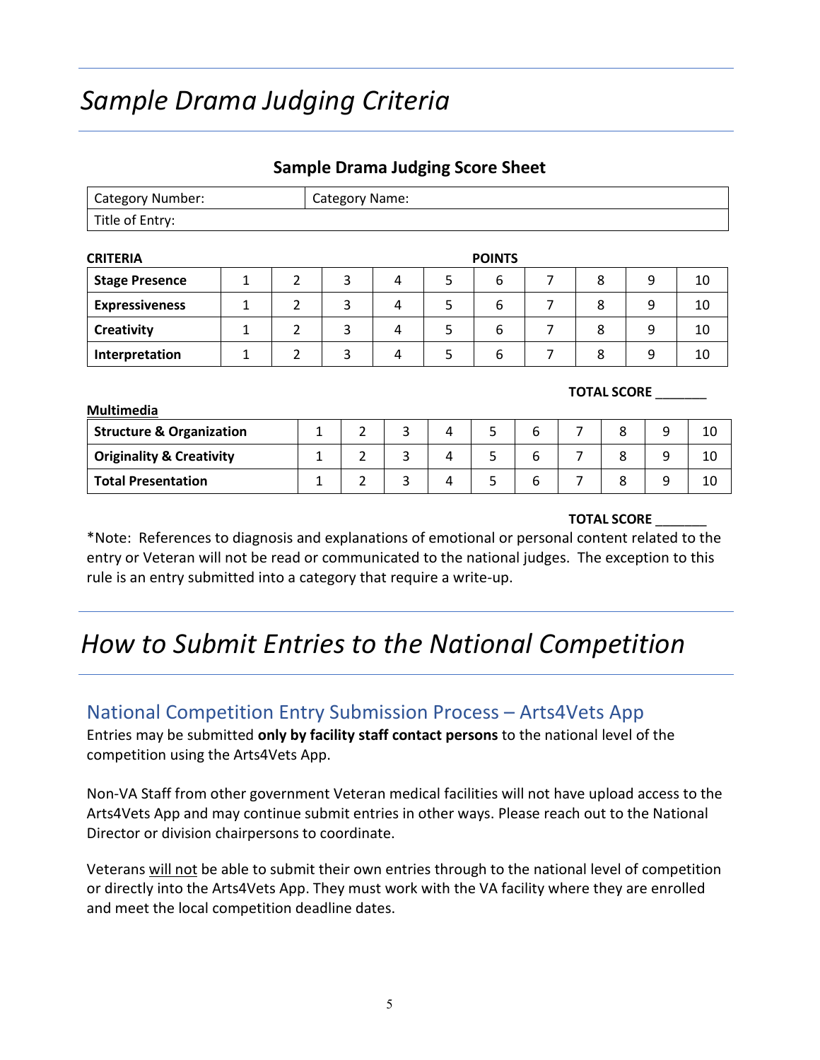# Sample Drama Judging Criteria

**Sample Drama Judging Score Sheet**

| Category Number: | Category Name: |
|---|---|
| Title of Entry: | |

| **CRITERIA** | | | | | **POINTS** | | | | | |
|---|---|---|---|---|---|---|---|---|---|---|
| **Stage Presence** | 1 | 2 | 3 | 4 | 5 | 6 | 7 | 8 | 9 | 10 |
| **Expressiveness** | 1 | 2 | 3 | 4 | 5 | 6 | 7 | 8 | 9 | 10 |
| **Creativity** | 1 | 2 | 3 | 4 | 5 | 6 | 7 | 8 | 9 | 10 |
| **Interpretation** | 1 | 2 | 3 | 4 | 5 | 6 | 7 | 8 | 9 | 10 |

**TOTAL SCORE** _______

**Multimedia**

| | | | | | | | | | | |
|---|---|---|---|---|---|---|---|---|---|---|
| **Structure & Organization** | 1 | 2 | 3 | 4 | 5 | 6 | 7 | 8 | 9 | 10 |
| **Originality & Creativity** | 1 | 2 | 3 | 4 | 5 | 6 | 7 | 8 | 9 | 10 |
| **Total Presentation** | 1 | 2 | 3 | 4 | 5 | 6 | 7 | 8 | 9 | 10 |

**TOTAL SCORE** _______

*Note: References to diagnosis and explanations of emotional or personal content related to the entry or Veteran will not be read or communicated to the national judges. The exception to this rule is an entry submitted into a category that require a write-up.

# How to Submit Entries to the National Competition

## National Competition Entry Submission Process – Arts4Vets App

Entries may be submitted **only by facility staff contact persons** to the national level of the competition using the Arts4Vets App.

Non-VA Staff from other government Veteran medical facilities will not have upload access to the Arts4Vets App and may continue submit entries in other ways. Please reach out to the National Director or division chairpersons to coordinate.

Veterans will not be able to submit their own entries through to the national level of competition or directly into the Arts4Vets App. They must work with the VA facility where they are enrolled and meet the local competition deadline dates.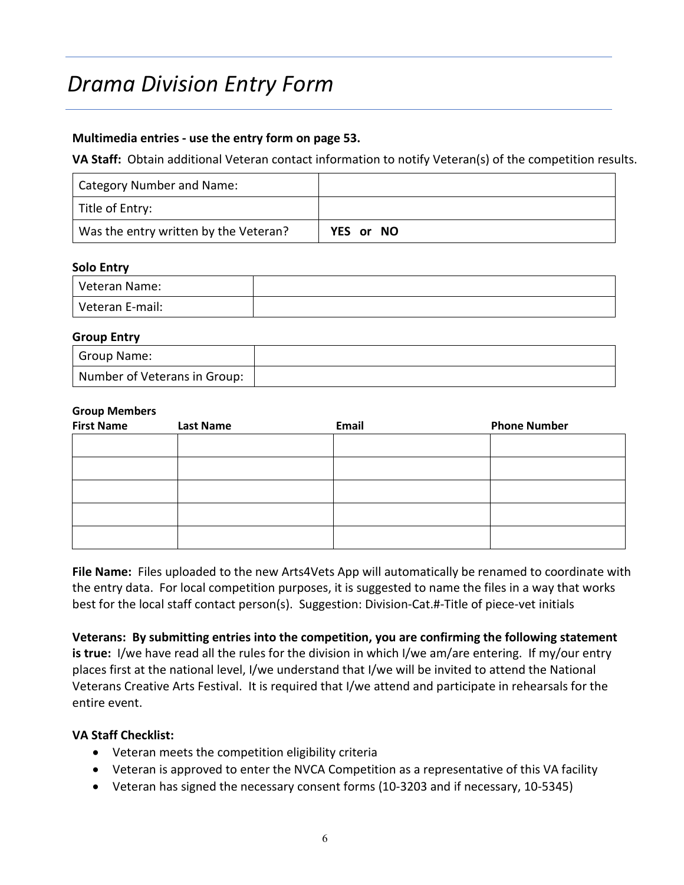# *Drama Division Entry Form*

**Multimedia entries - use the entry form on page 53.**

**VA Staff:** Obtain additional Veteran contact information to notify Veteran(s) of the competition results.

| | |
|---|---|
| Category Number and Name: | |
| Title of Entry: | |
| Was the entry written by the Veteran? | **YES or NO** |

**Solo Entry**

| | |
|---|---|
| Veteran Name: | |
| Veteran E-mail: | |

**Group Entry**

| | |
|---|---|
| Group Name: | |
| Number of Veterans in Group: | |

**Group Members**

| First Name | Last Name | Email | Phone Number |
|---|---|---|---|
| | | | |
| | | | |
| | | | |
| | | | |
| | | | |

**File Name:** Files uploaded to the new Arts4Vets App will automatically be renamed to coordinate with the entry data. For local competition purposes, it is suggested to name the files in a way that works best for the local staff contact person(s). Suggestion: Division-Cat.#-Title of piece-vet initials

**Veterans: By submitting entries into the competition, you are confirming the following statement is true:** I/we have read all the rules for the division in which I/we am/are entering. If my/our entry places first at the national level, I/we understand that I/we will be invited to attend the National Veterans Creative Arts Festival. It is required that I/we attend and participate in rehearsals for the entire event.

**VA Staff Checklist:**

- Veteran meets the competition eligibility criteria
- Veteran is approved to enter the NVCA Competition as a representative of this VA facility
- Veteran has signed the necessary consent forms (10-3203 and if necessary, 10-5345)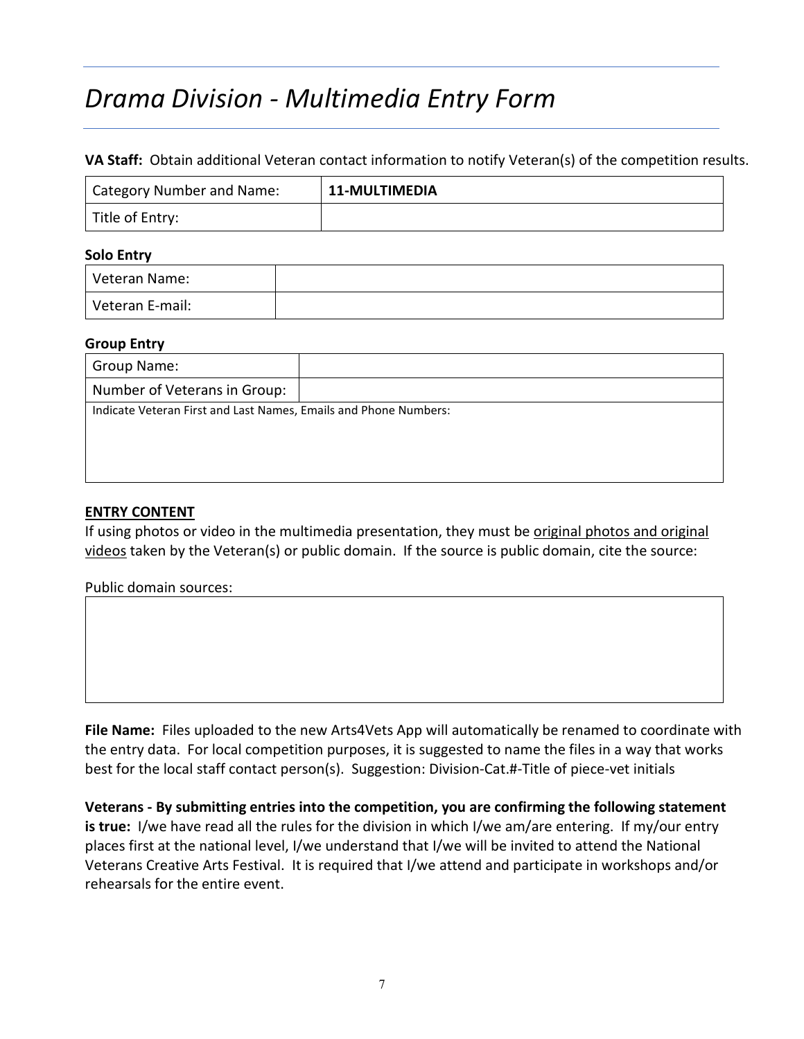# *Drama Division - Multimedia Entry Form*

**VA Staff:** Obtain additional Veteran contact information to notify Veteran(s) of the competition results.

| | |
|---|---|
| Category Number and Name: | **11-MULTIMEDIA** |
| Title of Entry: | |

**Solo Entry**

| | |
|---|---|
| Veteran Name: | |
| Veteran E-mail: | |

**Group Entry**

| | |
|---|---|
| Group Name: | |
| Number of Veterans in Group: | |
| Indicate Veteran First and Last Names, Emails and Phone Numbers: | |

**ENTRY CONTENT**

If using photos or video in the multimedia presentation, they must be original photos and original videos taken by the Veteran(s) or public domain. If the source is public domain, cite the source:

Public domain sources:

| |
|---|
| |

**File Name:** Files uploaded to the new Arts4Vets App will automatically be renamed to coordinate with the entry data. For local competition purposes, it is suggested to name the files in a way that works best for the local staff contact person(s). Suggestion: Division-Cat.#-Title of piece-vet initials

**Veterans - By submitting entries into the competition, you are confirming the following statement is true:** I/we have read all the rules for the division in which I/we am/are entering. If my/our entry places first at the national level, I/we understand that I/we will be invited to attend the National Veterans Creative Arts Festival. It is required that I/we attend and participate in workshops and/or rehearsals for the entire event.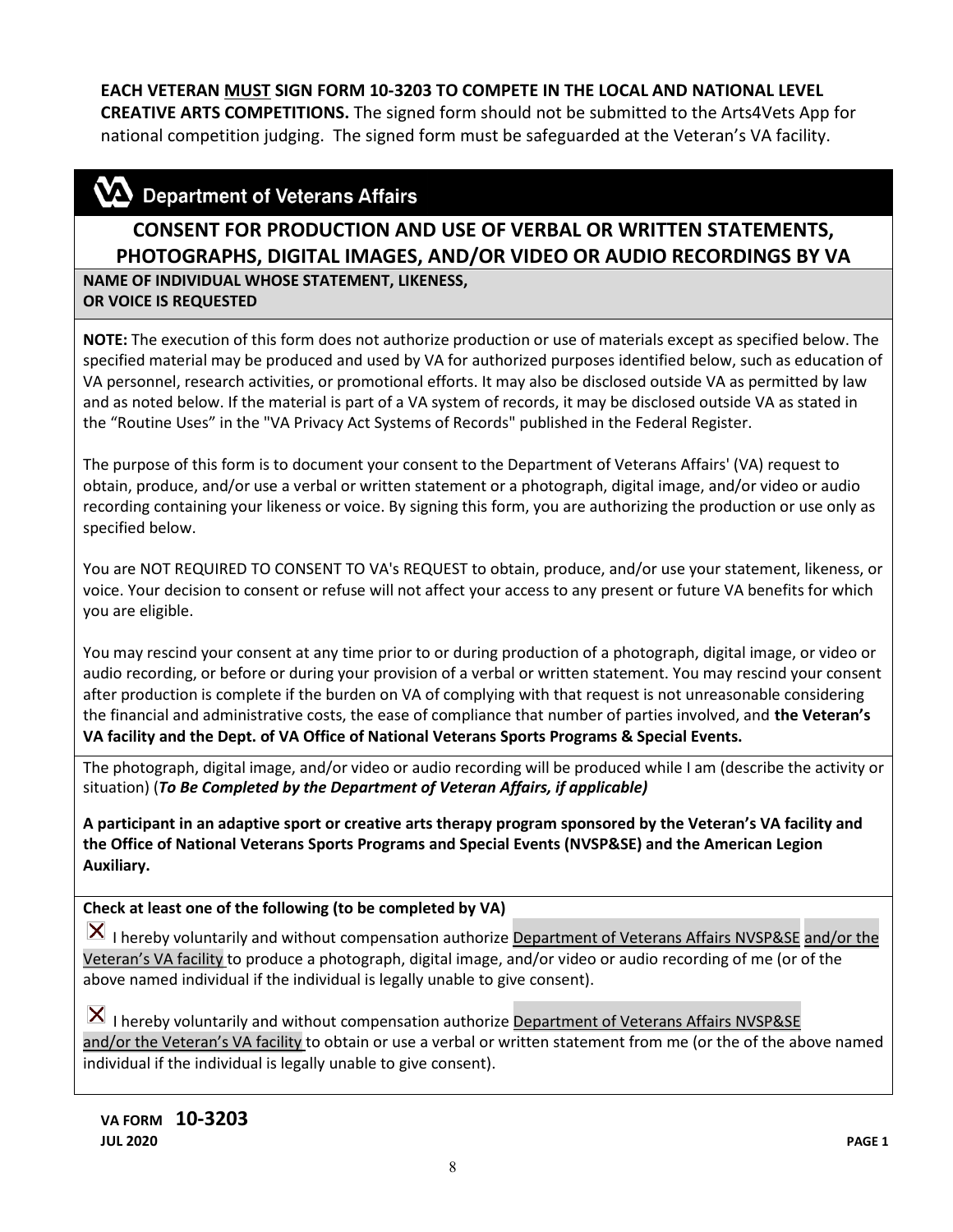**EACH VETERAN MUST SIGN FORM 10-3203 TO COMPETE IN THE LOCAL AND NATIONAL LEVEL CREATIVE ARTS COMPETITIONS.** The signed form should not be submitted to the Arts4Vets App for national competition judging. The signed form must be safeguarded at the Veteran's VA facility.

## Department of Veterans Affairs

## CONSENT FOR PRODUCTION AND USE OF VERBAL OR WRITTEN STATEMENTS, PHOTOGRAPHS, DIGITAL IMAGES, AND/OR VIDEO OR AUDIO RECORDINGS BY VA

**NAME OF INDIVIDUAL WHOSE STATEMENT, LIKENESS, OR VOICE IS REQUESTED**

**NOTE:** The execution of this form does not authorize production or use of materials except as specified below. The specified material may be produced and used by VA for authorized purposes identified below, such as education of VA personnel, research activities, or promotional efforts. It may also be disclosed outside VA as permitted by law and as noted below. If the material is part of a VA system of records, it may be disclosed outside VA as stated in the "Routine Uses" in the "VA Privacy Act Systems of Records" published in the Federal Register.

The purpose of this form is to document your consent to the Department of Veterans Affairs' (VA) request to obtain, produce, and/or use a verbal or written statement or a photograph, digital image, and/or video or audio recording containing your likeness or voice. By signing this form, you are authorizing the production or use only as specified below.

You are NOT REQUIRED TO CONSENT TO VA's REQUEST to obtain, produce, and/or use your statement, likeness, or voice. Your decision to consent or refuse will not affect your access to any present or future VA benefits for which you are eligible.

You may rescind your consent at any time prior to or during production of a photograph, digital image, or video or audio recording, or before or during your provision of a verbal or written statement. You may rescind your consent after production is complete if the burden on VA of complying with that request is not unreasonable considering the financial and administrative costs, the ease of compliance that number of parties involved, and **the Veteran's VA facility and the Dept. of VA Office of National Veterans Sports Programs & Special Events.**

The photograph, digital image, and/or video or audio recording will be produced while I am (describe the activity or situation) (***To Be Completed by the Department of Veteran Affairs, if applicable)***

**A participant in an adaptive sport or creative arts therapy program sponsored by the Veteran's VA facility and the Office of National Veterans Sports Programs and Special Events (NVSP&SE) and the American Legion Auxiliary.**

**Check at least one of the following (to be completed by VA)**

☒ I hereby voluntarily and without compensation authorize Department of Veterans Affairs NVSP&SE and/or the Veteran's VA facility to produce a photograph, digital image, and/or video or audio recording of me (or of the above named individual if the individual is legally unable to give consent).

☒ I hereby voluntarily and without compensation authorize Department of Veterans Affairs NVSP&SE and/or the Veteran's VA facility to obtain or use a verbal or written statement from me (or the of the above named individual if the individual is legally unable to give consent).

**VA FORM 10-3203**
**JUL 2020**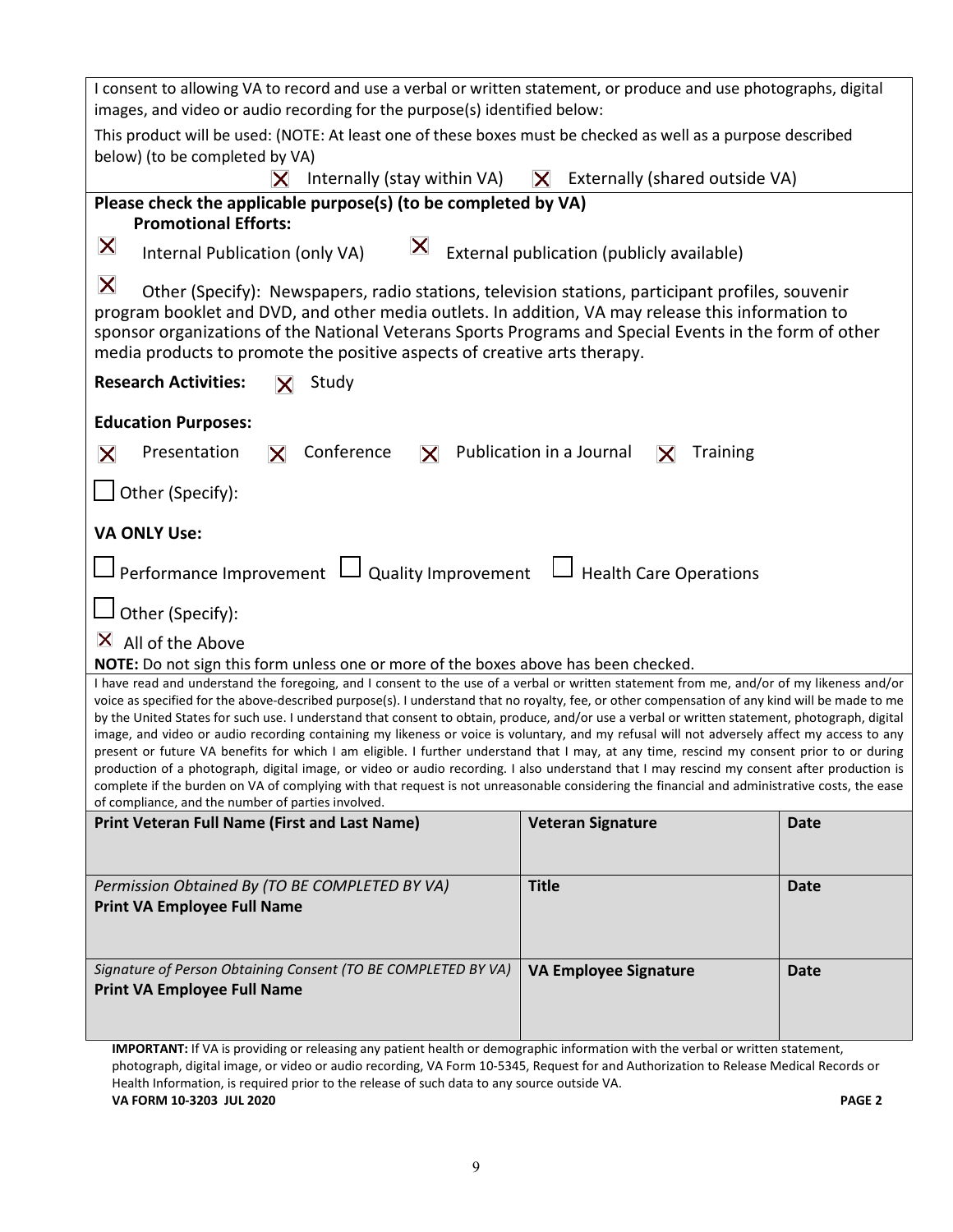I consent to allowing VA to record and use a verbal or written statement, or produce and use photographs, digital images, and video or audio recording for the purpose(s) identified below:

This product will be used: (NOTE: At least one of these boxes must be checked as well as a purpose described below) (to be completed by VA)

☒ Internally (stay within VA) ☒ Externally (shared outside VA)

**Please check the applicable purpose(s) (to be completed by VA)**

**Promotional Efforts:**

☒ Internal Publication (only VA) ☒ External publication (publicly available)

☒ Other (Specify): Newspapers, radio stations, television stations, participant profiles, souvenir program booklet and DVD, and other media outlets. In addition, VA may release this information to sponsor organizations of the National Veterans Sports Programs and Special Events in the form of other media products to promote the positive aspects of creative arts therapy.

**Research Activities:** ☒ Study

**Education Purposes:**

☒ Presentation ☒ Conference ☒ Publication in a Journal ☒ Training

☐ Other (Specify):

**VA ONLY Use:**

☐ Performance Improvement ☐ Quality Improvement ☐ Health Care Operations

☐ Other (Specify):

☒ All of the Above

**NOTE:** Do not sign this form unless one or more of the boxes above has been checked.

I have read and understand the foregoing, and I consent to the use of a verbal or written statement from me, and/or of my likeness and/or voice as specified for the above-described purpose(s). I understand that no royalty, fee, or other compensation of any kind will be made to me by the United States for such use. I understand that consent to obtain, produce, and/or use a verbal or written statement, photograph, digital image, and video or audio recording containing my likeness or voice is voluntary, and my refusal will not adversely affect my access to any present or future VA benefits for which I am eligible. I further understand that I may, at any time, rescind my consent prior to or during production of a photograph, digital image, or video or audio recording. I also understand that I may rescind my consent after production is complete if the burden on VA of complying with that request is not unreasonable considering the financial and administrative costs, the ease of compliance, and the number of parties involved.

| | | |
|---|---|---|
| **Print Veteran Full Name (First and Last Name)** | **Veteran Signature** | **Date** |
| *Permission Obtained By (TO BE COMPLETED BY VA)* **Print VA Employee Full Name** | **Title** | **Date** |
| *Signature of Person Obtaining Consent (TO BE COMPLETED BY VA)* **Print VA Employee Full Name** | **VA Employee Signature** | **Date** |

**IMPORTANT:** If VA is providing or releasing any patient health or demographic information with the verbal or written statement, photograph, digital image, or video or audio recording, VA Form 10-5345, Request for and Authorization to Release Medical Records or Health Information, is required prior to the release of such data to any source outside VA.

**VA FORM 10-3203 JUL 2020** **PAGE 2**